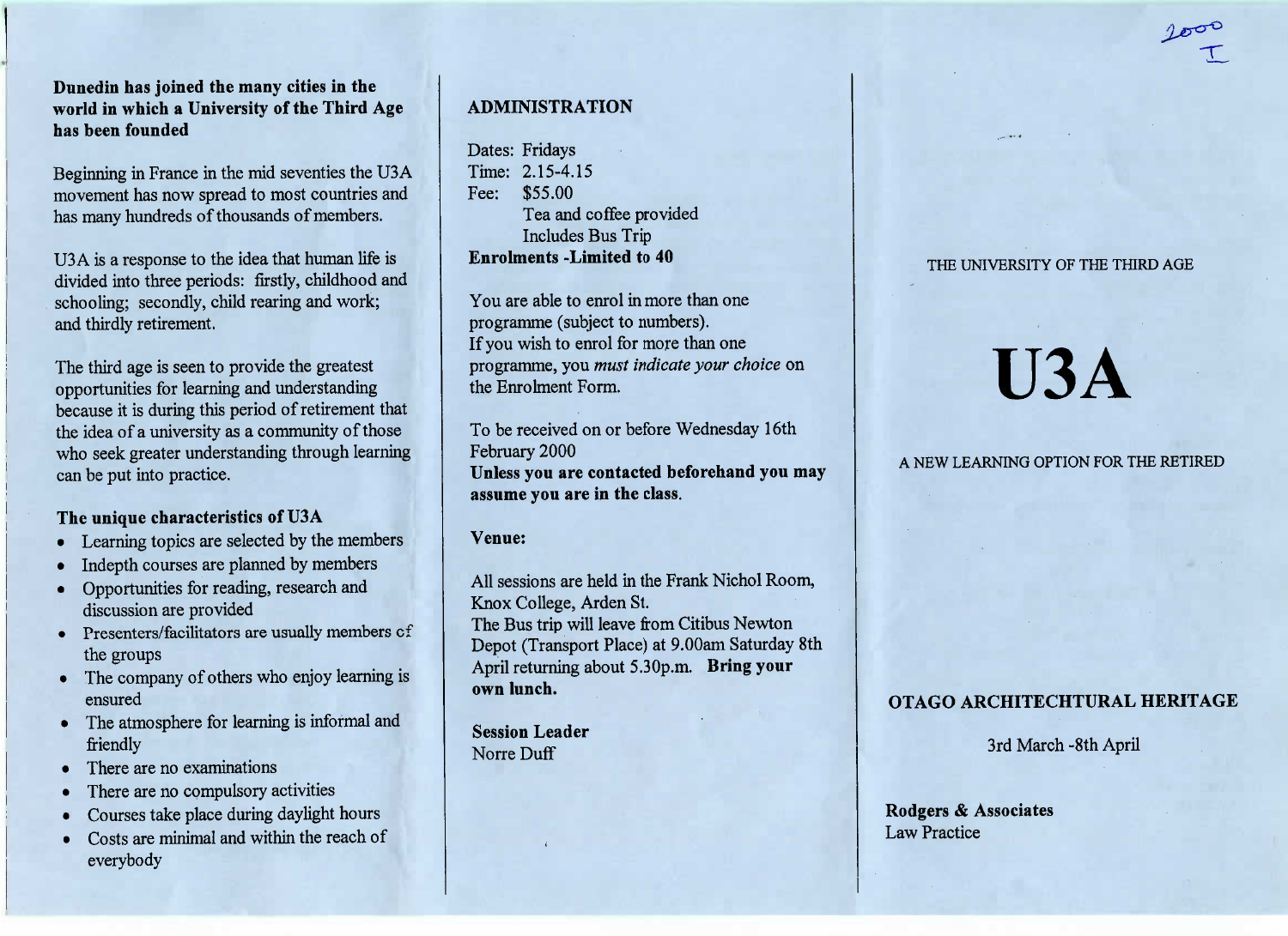2000
I

**Dunedin has joined the many cities in the world in which a University of the Third Age has been founded**

Beginning in France in the mid seventies the U3A movement has now spread to most countries and has many hundreds of thousands of members.

U3A is a response to the idea that human life is divided into three periods: firstly, childhood and schooling; secondly, child rearing and work; and thirdly retirement.

The third age is seen to provide the greatest opportunities for learning and understanding because it is during this period of retirement that the idea of a university as a community of those who seek greater understanding through learning can be put into practice.

### The unique characteristics of U3A

- Learning topics are selected by the members
- Indepth courses are planned by members
- Opportunities for reading, research and discussion are provided
- Presenters/facilitators are usually members of the groups
- The company of others who enjoy learning is ensured
- The atmosphere for learning is informal and friendly
- There are no examinations
- There are no compulsory activities
- Courses take place during daylight hours
- Costs are minimal and within the reach of everybody

## ADMINISTRATION

Dates: Fridays
Time: 2.15-4.15
Fee: $55.00
Tea and coffee provided
Includes Bus Trip
**Enrolments -Limited to 40**

You are able to enrol in more than one programme (subject to numbers).
If you wish to enrol for more than one programme, you *must indicate your choice* on the Enrolment Form.

To be received on or before Wednesday 16th February 2000
**Unless you are contacted beforehand you may assume you are in the class.**

**Venue:**

All sessions are held in the Frank Nichol Room, Knox College, Arden St.
The Bus trip will leave from Citibus Newton Depot (Transport Place) at 9.00am Saturday 8th April returning about 5.30p.m. **Bring your own lunch.**

**Session Leader**
Norre Duff

THE UNIVERSITY OF THE THIRD AGE

# U3A

A NEW LEARNING OPTION FOR THE RETIRED

**OTAGO ARCHITECHTURAL HERITAGE**

3rd March -8th April

**Rodgers & Associates**
Law Practice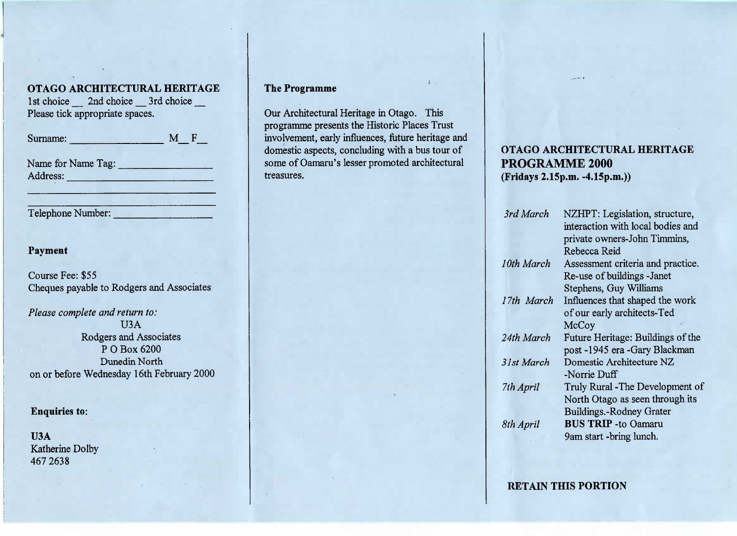**OTAGO ARCHITECTURAL HERITAGE**

1st choice __ 2nd choice __ 3rd choice __

Please tick appropriate spaces.

Surname: ________________ M__ F__

Name for Name Tag: ________________

Address: ________________________

________________________________

________________________________

Telephone Number: ________________

**Payment**

Course Fee: $55

Cheques payable to Rodgers and Associates

*Please complete and return to:*

U3A
Rodgers and Associates
P O Box 6200
Dunedin North
on or before Wednesday 16th February 2000

**Enquiries to:**

**U3A**
Katherine Dolby
467 2638

**The Programme**

Our Architectural Heritage in Otago. This programme presents the Historic Places Trust involvement, early influences, future heritage and domestic aspects, concluding with a bus tour of some of Oamaru's lesser promoted architectural treasures.

## OTAGO ARCHITECTURAL HERITAGE PROGRAMME 2000

**(Fridays 2.15p.m. -4.15p.m.))**

| | |
|---|---|
| *3rd March* | NZHPT: Legislation, structure, interaction with local bodies and private owners-John Timmins, Rebecca Reid |
| *10th March* | Assessment criteria and practice. Re-use of buildings -Janet Stephens, Guy Williams |
| *17th March* | Influences that shaped the work of our early architects-Ted McCoy |
| *24th March* | Future Heritage: Buildings of the post -1945 era -Gary Blackman |
| *31st March* | Domestic Architecture NZ -Norrie Duff |
| *7th April* | Truly Rural -The Development of North Otago as seen through its Buildings.-Rodney Grater |
| *8th April* | **BUS TRIP** -to Oamaru 9am start -bring lunch. |

**RETAIN THIS PORTION**